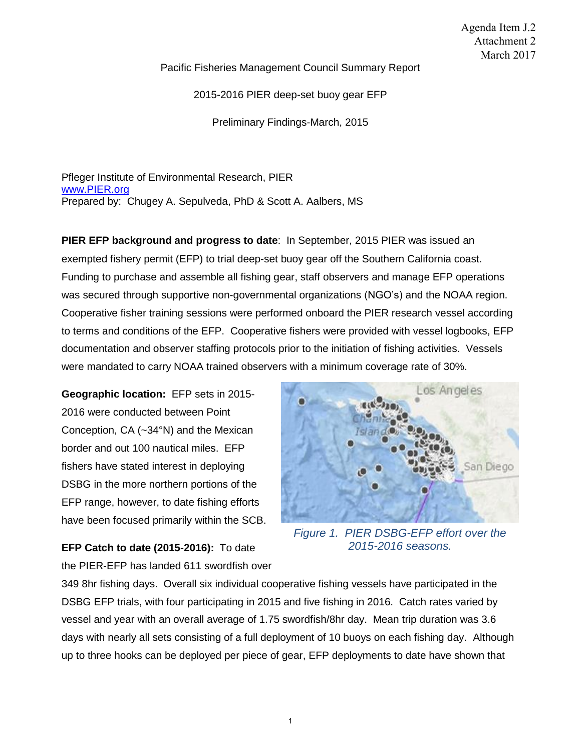Agenda Item J.2
Attachment 2
March 2017

Pacific Fisheries Management Council Summary Report

2015-2016 PIER deep-set buoy gear EFP

Preliminary Findings-March, 2015

Pfleger Institute of Environmental Research, PIER
www.PIER.org
Prepared by: Chugey A. Sepulveda, PhD & Scott A. Aalbers, MS

**PIER EFP background and progress to date**: In September, 2015 PIER was issued an exempted fishery permit (EFP) to trial deep-set buoy gear off the Southern California coast. Funding to purchase and assemble all fishing gear, staff observers and manage EFP operations was secured through supportive non-governmental organizations (NGO's) and the NOAA region. Cooperative fisher training sessions were performed onboard the PIER research vessel according to terms and conditions of the EFP. Cooperative fishers were provided with vessel logbooks, EFP documentation and observer staffing protocols prior to the initiation of fishing activities. Vessels were mandated to carry NOAA trained observers with a minimum coverage rate of 30%.

**Geographic location:** EFP sets in 2015-2016 were conducted between Point Conception, CA (~34°N) and the Mexican border and out 100 nautical miles. EFP fishers have stated interest in deploying DSBG in the more northern portions of the EFP range, however, to date fishing efforts have been focused primarily within the SCB.

*Figure 1. PIER DSBG-EFP effort over the 2015-2016 seasons.*

**EFP Catch to date (2015-2016):** To date the PIER-EFP has landed 611 swordfish over 349 8hr fishing days. Overall six individual cooperative fishing vessels have participated in the DSBG EFP trials, with four participating in 2015 and five fishing in 2016. Catch rates varied by vessel and year with an overall average of 1.75 swordfish/8hr day. Mean trip duration was 3.6 days with nearly all sets consisting of a full deployment of 10 buoys on each fishing day. Although up to three hooks can be deployed per piece of gear, EFP deployments to date have shown that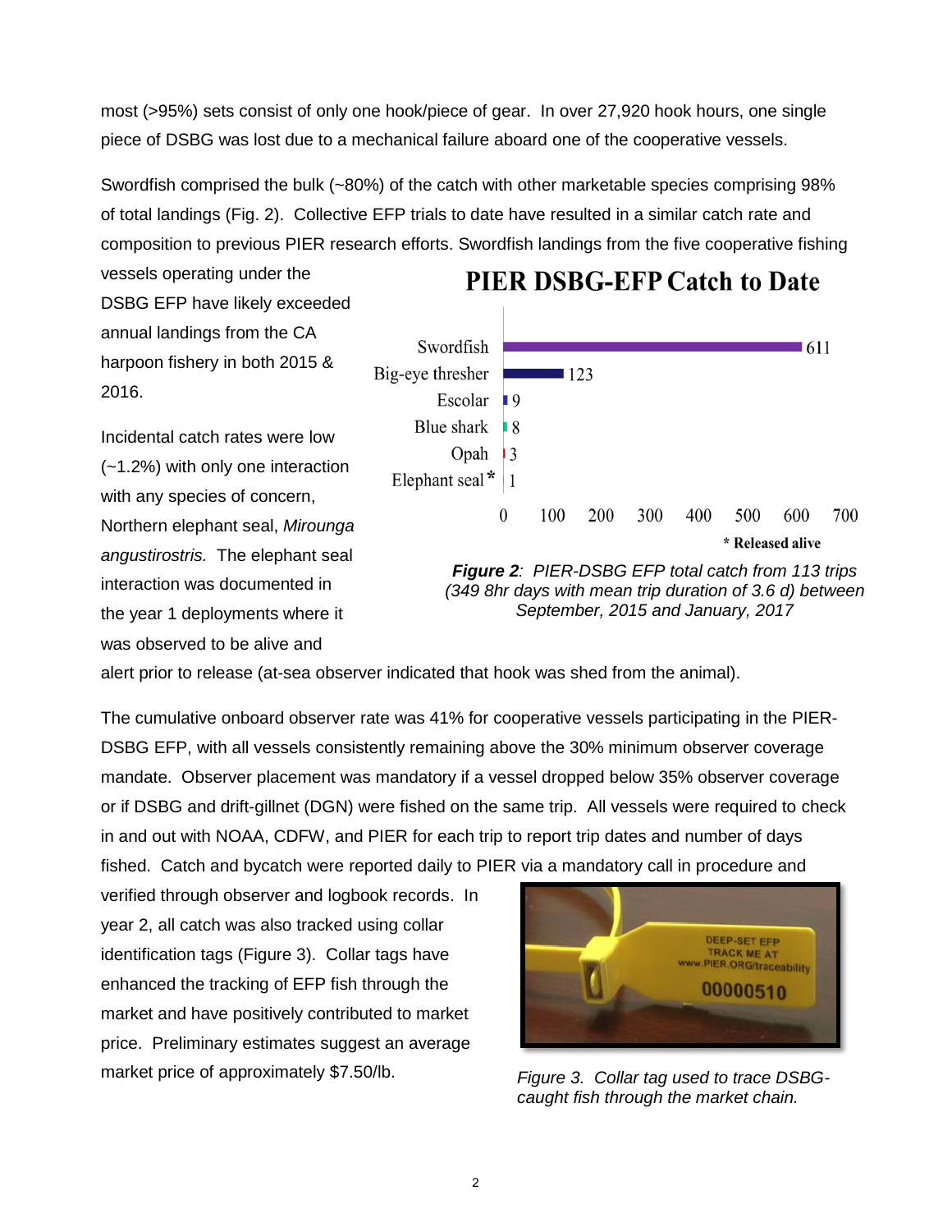most (>95%) sets consist of only one hook/piece of gear. In over 27,920 hook hours, one single piece of DSBG was lost due to a mechanical failure aboard one of the cooperative vessels.

Swordfish comprised the bulk (~80%) of the catch with other marketable species comprising 98% of total landings (Fig. 2). Collective EFP trials to date have resulted in a similar catch rate and composition to previous PIER research efforts. Swordfish landings from the five cooperative fishing vessels operating under the DSBG EFP have likely exceeded annual landings from the CA harpoon fishery in both 2015 & 2016.

**PIER DSBG-EFP Catch to Date**

| Species | Catch |
|---|---|
| Swordfish | 611 |
| Big-eye thresher | 123 |
| Escolar | 9 |
| Blue shark | 8 |
| Opah | 3 |
| Elephant seal* | 1 |

\* Released alive

***Figure 2**: PIER-DSBG EFP total catch from 113 trips (349 8hr days with mean trip duration of 3.6 d) between September, 2015 and January, 2017*

Incidental catch rates were low (~1.2%) with only one interaction with any species of concern, Northern elephant seal, *Mirounga angustirostris.* The elephant seal interaction was documented in the year 1 deployments where it was observed to be alive and alert prior to release (at-sea observer indicated that hook was shed from the animal).

The cumulative onboard observer rate was 41% for cooperative vessels participating in the PIER-DSBG EFP, with all vessels consistently remaining above the 30% minimum observer coverage mandate. Observer placement was mandatory if a vessel dropped below 35% observer coverage or if DSBG and drift-gillnet (DGN) were fished on the same trip. All vessels were required to check in and out with NOAA, CDFW, and PIER for each trip to report trip dates and number of days fished. Catch and bycatch were reported daily to PIER via a mandatory call in procedure and verified through observer and logbook records. In year 2, all catch was also tracked using collar identification tags (Figure 3). Collar tags have enhanced the tracking of EFP fish through the market and have positively contributed to market price. Preliminary estimates suggest an average market price of approximately $7.50/lb.

*Figure 3. Collar tag used to trace DSBG-caught fish through the market chain.*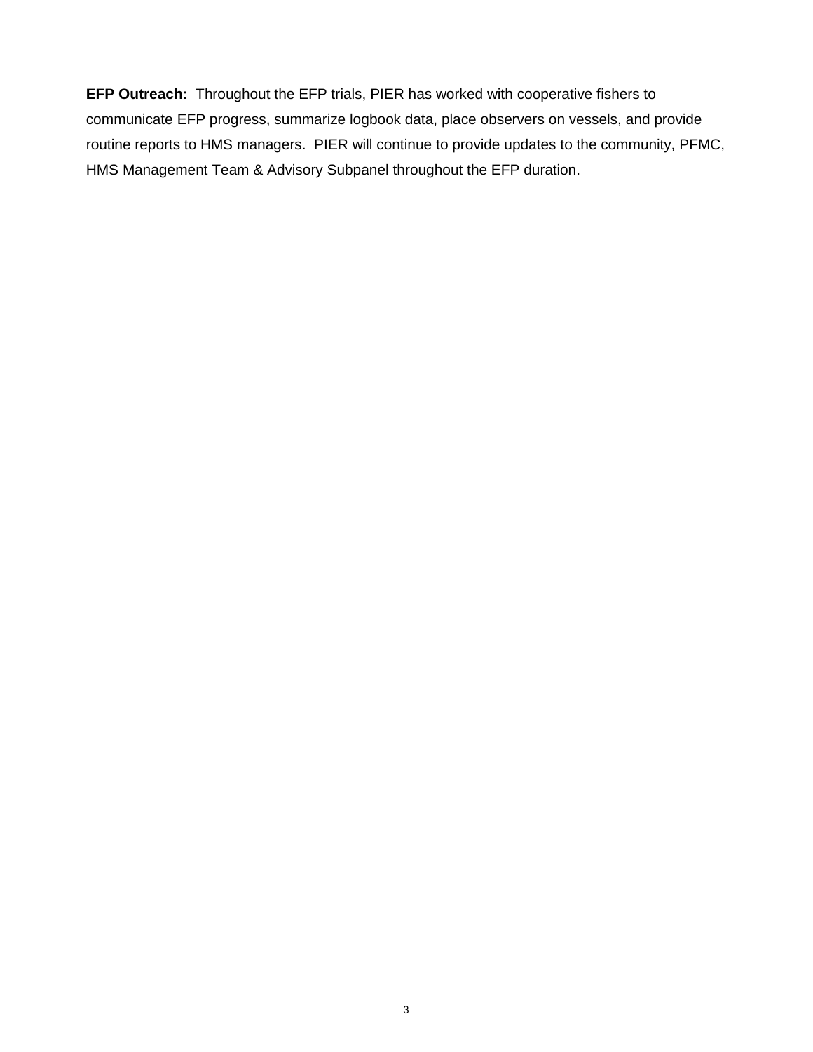**EFP Outreach:** Throughout the EFP trials, PIER has worked with cooperative fishers to communicate EFP progress, summarize logbook data, place observers on vessels, and provide routine reports to HMS managers. PIER will continue to provide updates to the community, PFMC, HMS Management Team & Advisory Subpanel throughout the EFP duration.